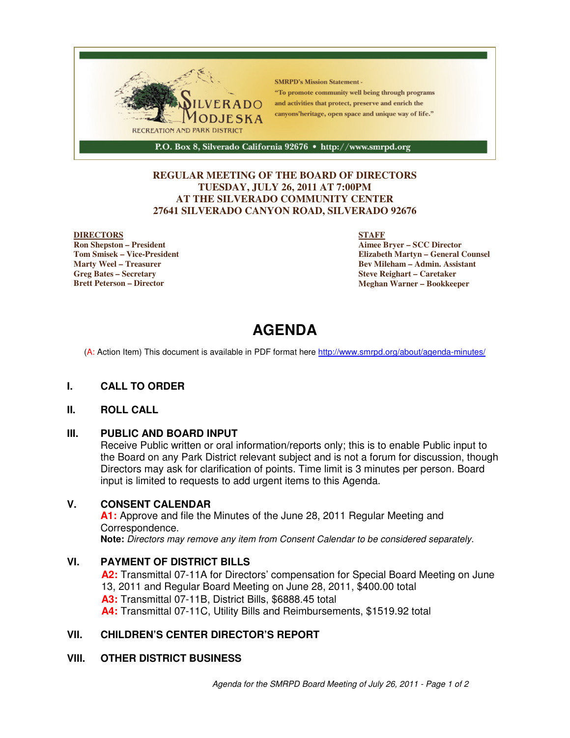SILVERADO MODJESKA

RECREATION AND PARK DISTRICT

SMRPD's Mission Statement - "To promote community well being through programs and activities that protect, preserve and enrich the canyons'heritage, open space and unique way of life."

P.O. Box 8, Silverado California 92676 • http://www.smrpd.org

**REGULAR MEETING OF THE BOARD OF DIRECTORS**
**TUESDAY, JULY 26, 2011 AT 7:00PM**
**AT THE SILVERADO COMMUNITY CENTER**
**27641 SILVERADO CANYON ROAD, SILVERADO 92676**

**DIRECTORS**
**Ron Shepston – President**
**Tom Smisek – Vice-President**
**Marty Weel – Treasurer**
**Greg Bates – Secretary**
**Brett Peterson – Director**

**STAFF**
**Aimee Bryer – SCC Director**
**Elizabeth Martyn – General Counsel**
**Bev Mileham – Admin. Assistant**
**Steve Reighart – Caretaker**
**Meghan Warner – Bookkeeper**

# AGENDA

(A: Action Item) This document is available in PDF format here http://www.smrpd.org/about/agenda-minutes/

## I. CALL TO ORDER

## II. ROLL CALL

## III. PUBLIC AND BOARD INPUT

Receive Public written or oral information/reports only; this is to enable Public input to the Board on any Park District relevant subject and is not a forum for discussion, though Directors may ask for clarification of points. Time limit is 3 minutes per person. Board input is limited to requests to add urgent items to this Agenda.

## V. CONSENT CALENDAR

**A1:** Approve and file the Minutes of the June 28, 2011 Regular Meeting and Correspondence.

**Note:** *Directors may remove any item from Consent Calendar to be considered separately.*

## VI. PAYMENT OF DISTRICT BILLS

**A2:** Transmittal 07-11A for Directors' compensation for Special Board Meeting on June 13, 2011 and Regular Board Meeting on June 28, 2011, $400.00 total

**A3:** Transmittal 07-11B, District Bills, $6888.45 total

**A4:** Transmittal 07-11C, Utility Bills and Reimbursements, $1519.92 total

## VII. CHILDREN'S CENTER DIRECTOR'S REPORT

## VIII. OTHER DISTRICT BUSINESS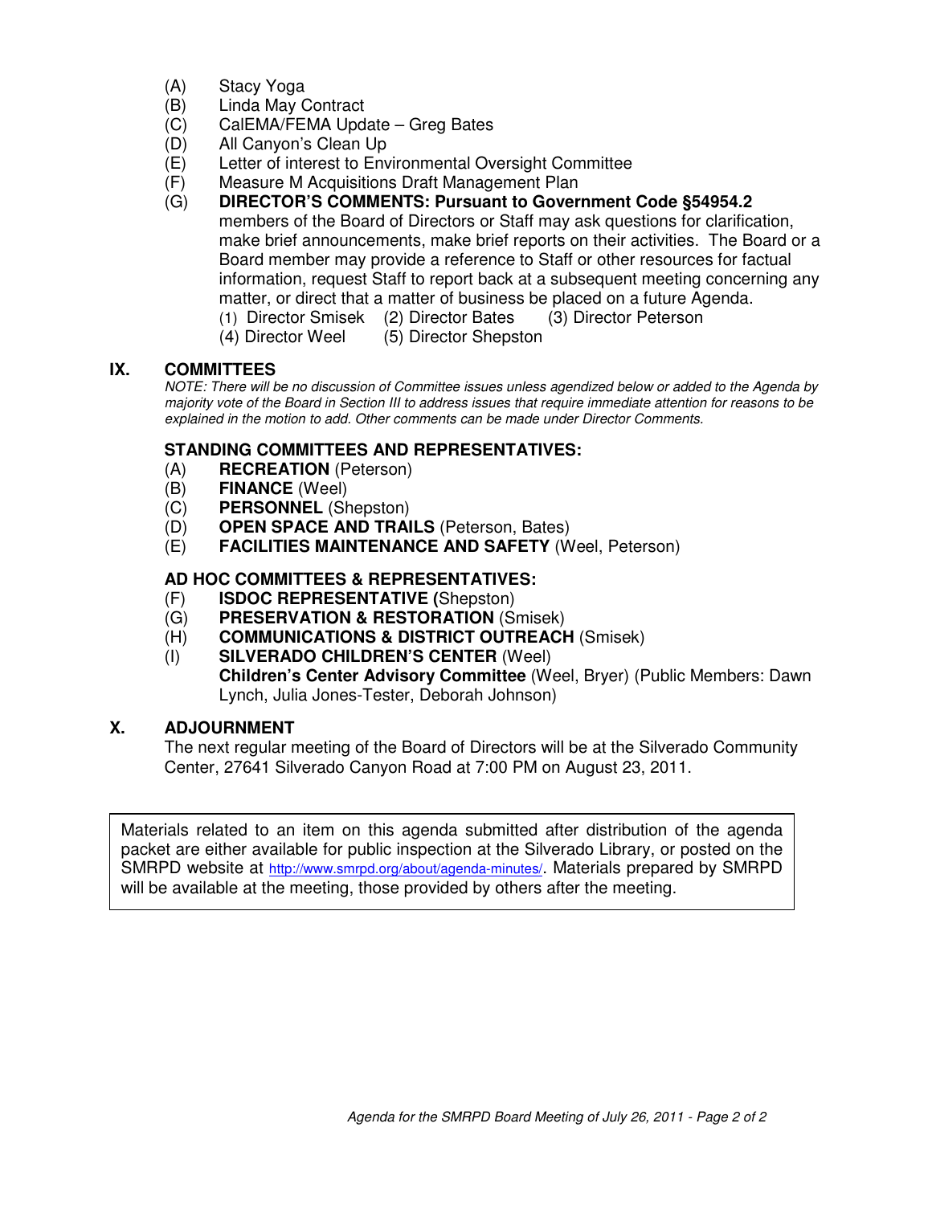(A) Stacy Yoga
(B) Linda May Contract
(C) CalEMA/FEMA Update – Greg Bates
(D) All Canyon's Clean Up
(E) Letter of interest to Environmental Oversight Committee
(F) Measure M Acquisitions Draft Management Plan
(G) **DIRECTOR'S COMMENTS: Pursuant to Government Code §54954.2** members of the Board of Directors or Staff may ask questions for clarification, make brief announcements, make brief reports on their activities. The Board or a Board member may provide a reference to Staff or other resources for factual information, request Staff to report back at a subsequent meeting concerning any matter, or direct that a matter of business be placed on a future Agenda.
(1) Director Smisek (2) Director Bates (3) Director Peterson
(4) Director Weel (5) Director Shepston

## IX. COMMITTEES

*NOTE: There will be no discussion of Committee issues unless agendized below or added to the Agenda by majority vote of the Board in Section III to address issues that require immediate attention for reasons to be explained in the motion to add. Other comments can be made under Director Comments.*

### STANDING COMMITTEES AND REPRESENTATIVES:

(A) **RECREATION** (Peterson)
(B) **FINANCE** (Weel)
(C) **PERSONNEL** (Shepston)
(D) **OPEN SPACE AND TRAILS** (Peterson, Bates)
(E) **FACILITIES MAINTENANCE AND SAFETY** (Weel, Peterson)

### AD HOC COMMITTEES & REPRESENTATIVES:

(F) **ISDOC REPRESENTATIVE (**Shepston)
(G) **PRESERVATION & RESTORATION** (Smisek)
(H) **COMMUNICATIONS & DISTRICT OUTREACH** (Smisek)
(I) **SILVERADO CHILDREN'S CENTER** (Weel)
**Children's Center Advisory Committee** (Weel, Bryer) (Public Members: Dawn Lynch, Julia Jones-Tester, Deborah Johnson)

## X. ADJOURNMENT

The next regular meeting of the Board of Directors will be at the Silverado Community Center, 27641 Silverado Canyon Road at 7:00 PM on August 23, 2011.

Materials related to an item on this agenda submitted after distribution of the agenda packet are either available for public inspection at the Silverado Library, or posted on the SMRPD website at http://www.smrpd.org/about/agenda-minutes/. Materials prepared by SMRPD will be available at the meeting, those provided by others after the meeting.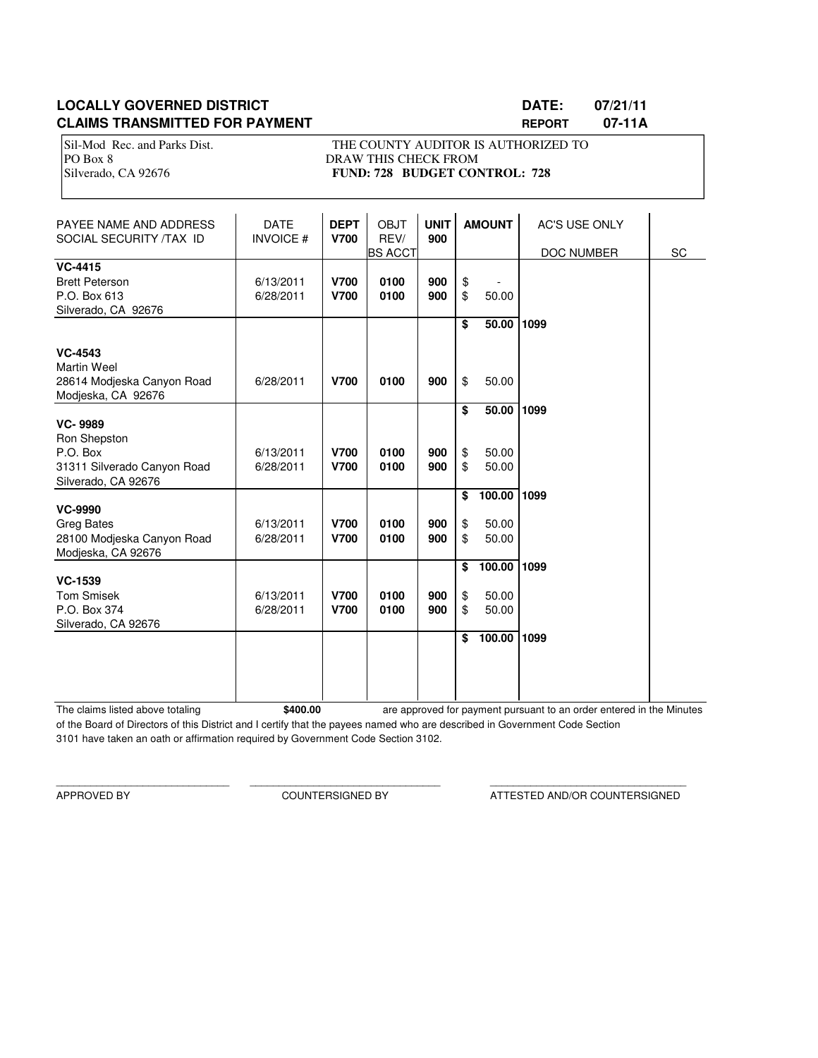**LOCALLY GOVERNED DISTRICT** **DATE: 07/21/11**
**CLAIMS TRANSMITTED FOR PAYMENT** **REPORT 07-11A**

Sil-Mod Rec. and Parks Dist.
PO Box 8
Silverado, CA 92676

THE COUNTY AUDITOR IS AUTHORIZED TO DRAW THIS CHECK FROM
**FUND: 728 BUDGET CONTROL: 728**

| PAYEE NAME AND ADDRESS SOCIAL SECURITY /TAX ID | DATE INVOICE # | **DEPT V700** | OBJT REV/ BS ACCT | **UNIT 900** | **AMOUNT** | AC'S USE ONLY DOC NUMBER | SC |
|---|---|---|---|---|---|---|---|
| **VC-4415** | | | | | | | |
| Brett Peterson | 6/13/2011 | **V700** | **0100** | **900** | $ - | | |
| P.O. Box 613 | 6/28/2011 | **V700** | **0100** | **900** | $ 50.00 | | |
| Silverado, CA 92676 | | | | | | | |
| | | | | | **$ 50.00** | **1099** | |
| **VC-4543** | | | | | | | |
| Martin Weel | | | | | | | |
| 28614 Modjeska Canyon Road | 6/28/2011 | **V700** | **0100** | **900** | $ 50.00 | | |
| Modjeska, CA 92676 | | | | | | | |
| | | | | | **$ 50.00** | **1099** | |
| **VC- 9989** | | | | | | | |
| Ron Shepston | | | | | | | |
| P.O. Box | 6/13/2011 | **V700** | **0100** | **900** | $ 50.00 | | |
| 31311 Silverado Canyon Road | 6/28/2011 | **V700** | **0100** | **900** | $ 50.00 | | |
| Silverado, CA 92676 | | | | | | | |
| | | | | | **$ 100.00** | **1099** | |
| **VC-9990** | | | | | | | |
| Greg Bates | 6/13/2011 | **V700** | **0100** | **900** | $ 50.00 | | |
| 28100 Modjeska Canyon Road | 6/28/2011 | **V700** | **0100** | **900** | $ 50.00 | | |
| Modjeska, CA 92676 | | | | | | | |
| | | | | | **$ 100.00** | **1099** | |
| **VC-1539** | | | | | | | |
| Tom Smisek | 6/13/2011 | **V700** | **0100** | **900** | $ 50.00 | | |
| P.O. Box 374 | 6/28/2011 | **V700** | **0100** | **900** | $ 50.00 | | |
| Silverado, CA 92676 | | | | | | | |
| | | | | | **$ 100.00** | **1099** | |

The claims listed above totaling **$400.00** are approved for payment pursuant to an order entered in the Minutes of the Board of Directors of this District and I certify that the payees named who are described in Government Code Section 3101 have taken an oath or affirmation required by Government Code Section 3102.

\_\_\_\_\_\_\_\_\_\_\_\_\_\_\_\_\_\_\_\_\_\_\_\_\_\_\_\_\_\_ \_\_\_\_\_\_\_\_\_\_\_\_\_\_\_\_\_\_\_\_\_\_\_\_\_\_\_\_\_\_ \_\_\_\_\_\_\_\_\_\_\_\_\_\_\_\_\_\_\_\_\_\_\_\_\_\_\_\_\_\_

APPROVED BY COUNTERSIGNED BY ATTESTED AND/OR COUNTERSIGNED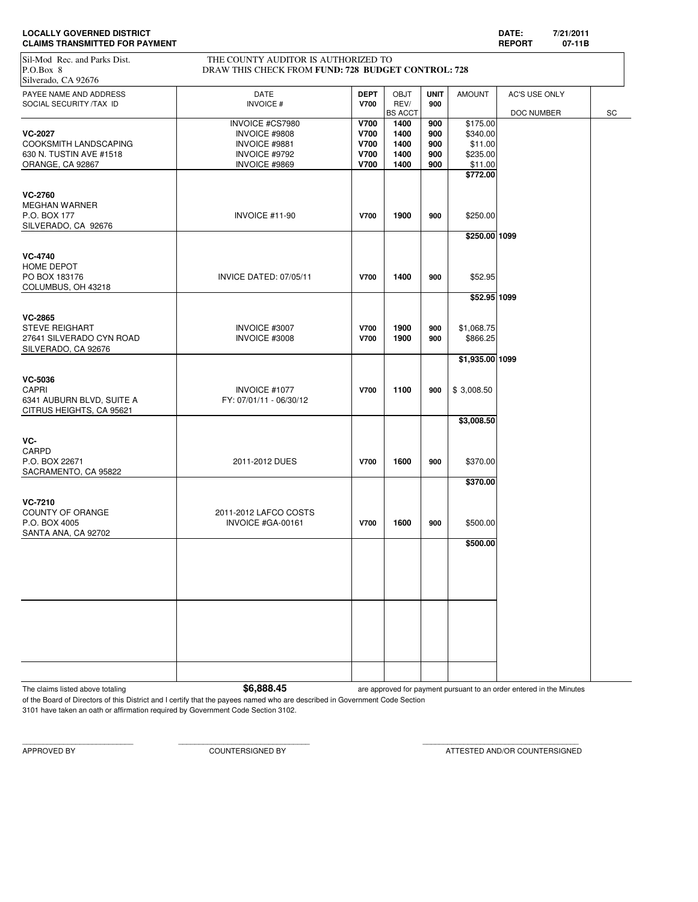**LOCALLY GOVERNED DISTRICT**
**CLAIMS TRANSMITTED FOR PAYMENT**

**DATE:** 7/21/2011
**REPORT** 07-11B

Sil-Mod Rec. and Parks Dist.
P.O.Box 8
Silverado, CA 92676

THE COUNTY AUDITOR IS AUTHORIZED TO
DRAW THIS CHECK FROM **FUND: 728 BUDGET CONTROL: 728**

| PAYEE NAME AND ADDRESS<br>SOCIAL SECURITY /TAX ID | DATE<br>INVOICE # | DEPT<br>V700 | OBJT<br>REV/<br>BS ACCT | UNIT<br>900 | AMOUNT | AC'S USE ONLY<br>DOC NUMBER | SC |
|---|---|---|---|---|---|---|---|
| | INVOICE #CS7980 | V700 | 1400 | 900 | $175.00 | | |
| **VC-2027** | INVOICE #9808 | V700 | 1400 | 900 | $340.00 | | |
| COOKSMITH LANDSCAPING | INVOICE #9881 | V700 | 1400 | 900 | $11.00 | | |
| 630 N. TUSTIN AVE #1518 | INVOICE #9792 | V700 | 1400 | 900 | $235.00 | | |
| ORANGE, CA 92867 | INVOICE #9869 | V700 | 1400 | 900 | $11.00 | | |
| | | | | | **$772.00** | | |
| **VC-2760**<br>MEGHAN WARNER<br>P.O. BOX 177<br>SILVERADO, CA 92676 | INVOICE #11-90 | V700 | 1900 | 900 | $250.00 | | |
| | | | | | **$250.00** | **1099** | |
| **VC-4740**<br>HOME DEPOT<br>PO BOX 183176<br>COLUMBUS, OH 43218 | INVICE DATED: 07/05/11 | V700 | 1400 | 900 | $52.95 | | |
| | | | | | **$52.95** | **1099** | |
| **VC-2865**<br>STEVE REIGHART | INVOICE #3007 | V700 | 1900 | 900 | $1,068.75 | | |
| 27641 SILVERADO CYN ROAD<br>SILVERADO, CA 92676 | INVOICE #3008 | V700 | 1900 | 900 | $866.25 | | |
| | | | | | **$1,935.00** | **1099** | |
| **VC-5036**<br>CAPRI<br>6341 AUBURN BLVD, SUITE A<br>CITRUS HEIGHTS, CA 95621 | INVOICE #1077<br>FY: 07/01/11 - 06/30/12 | V700 | 1100 | 900 | $ 3,008.50 | | |
| | | | | | **$3,008.50** | | |
| **VC-**<br>CARPD<br>P.O. BOX 22671<br>SACRAMENTO, CA 95822 | 2011-2012 DUES | V700 | 1600 | 900 | $370.00 | | |
| | | | | | **$370.00** | | |
| **VC-7210**<br>COUNTY OF ORANGE<br>P.O. BOX 4005<br>SANTA ANA, CA 92702 | 2011-2012 LAFCO COSTS<br>INVOICE #GA-00161 | V700 | 1600 | 900 | $500.00 | | |
| | | | | | **$500.00** | | |

The claims listed above totaling **$6,888.45** are approved for payment pursuant to an order entered in the Minutes of the Board of Directors of this District and I certify that the payees named who are described in Government Code Section 3101 have taken an oath or affirmation required by Government Code Section 3102.

APPROVED BY ____________________ COUNTERSIGNED BY ____________________ ATTESTED AND/OR COUNTERSIGNED ____________________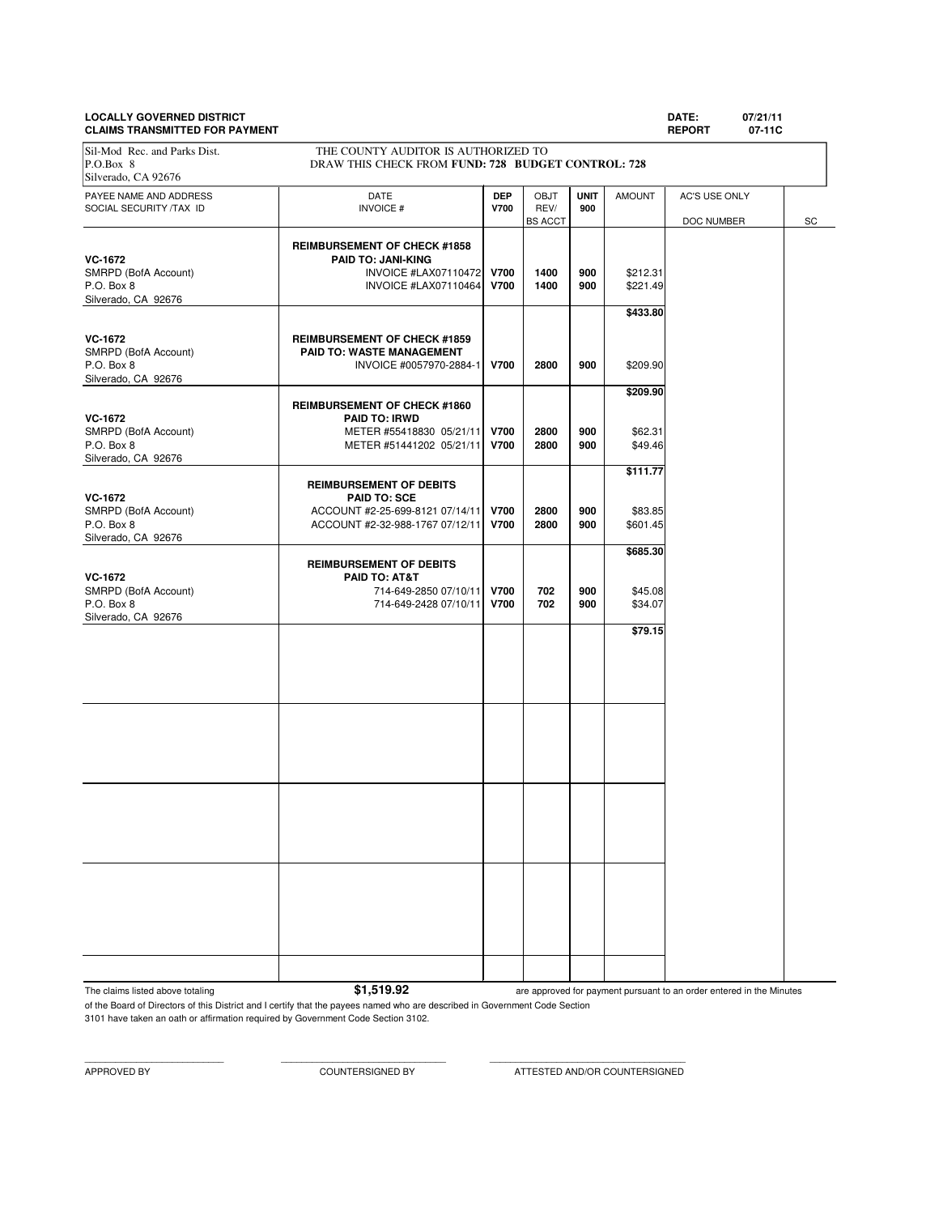**LOCALLY GOVERNED DISTRICT**
**CLAIMS TRANSMITTED FOR PAYMENT**

**DATE:** 07/21/11
**REPORT** 07-11C

Sil-Mod Rec. and Parks Dist.
P.O.Box 8
Silverado, CA 92676

THE COUNTY AUDITOR IS AUTHORIZED TO DRAW THIS CHECK FROM **FUND: 728 BUDGET CONTROL: 728**

| PAYEE NAME AND ADDRESS SOCIAL SECURITY /TAX ID | DATE INVOICE # | DEP V700 | OBJT REV/ BS ACCT | UNIT 900 | AMOUNT | AC'S USE ONLY DOC NUMBER | SC |
|---|---|---|---|---|---|---|---|
| **VC-1672** SMRPD (BofA Account) P.O. Box 8 Silverado, CA 92676 | **REIMBURSEMENT OF CHECK #1858** **PAID TO: JANI-KING** | | | | | | |
| | INVOICE #LAX07110472 | **V700** | **1400** | **900** | $212.31 | | |
| | INVOICE #LAX07110464 | **V700** | **1400** | **900** | $221.49 | | |
| | | | | | **$433.80** | | |
| **VC-1672** SMRPD (BofA Account) P.O. Box 8 Silverado, CA 92676 | **REIMBURSEMENT OF CHECK #1859** **PAID TO: WASTE MANAGEMENT** | | | | | | |
| | INVOICE #0057970-2884-1 | **V700** | **2800** | **900** | $209.90 | | |
| | | | | | **$209.90** | | |
| **VC-1672** SMRPD (BofA Account) P.O. Box 8 Silverado, CA 92676 | **REIMBURSEMENT OF CHECK #1860** **PAID TO: IRWD** | | | | | | |
| | METER #55418830 05/21/11 | **V700** | **2800** | **900** | $62.31 | | |
| | METER #51441202 05/21/11 | **V700** | **2800** | **900** | $49.46 | | |
| | | | | | **$111.77** | | |
| **VC-1672** SMRPD (BofA Account) P.O. Box 8 Silverado, CA 92676 | **REIMBURSEMENT OF DEBITS** **PAID TO: SCE** | | | | | | |
| | ACCOUNT #2-25-699-8121 07/14/11 | **V700** | **2800** | **900** | $83.85 | | |
| | ACCOUNT #2-32-988-1767 07/12/11 | **V700** | **2800** | **900** | $601.45 | | |
| | | | | | **$685.30** | | |
| **VC-1672** SMRPD (BofA Account) P.O. Box 8 Silverado, CA 92676 | **REIMBURSEMENT OF DEBITS** **PAID TO: AT&T** | | | | | | |
| | 714-649-2850 07/10/11 | **V700** | **702** | **900** | $45.08 | | |
| | 714-649-2428 07/10/11 | **V700** | **702** | **900** | $34.07 | | |
| | | | | | **$79.15** | | |

The claims listed above totaling **$1,519.92** are approved for payment pursuant to an order entered in the Minutes of the Board of Directors of this District and I certify that the payees named who are described in Government Code Section 3101 have taken an oath or affirmation required by Government Code Section 3102.

\_\_\_\_\_\_\_\_\_\_\_\_\_\_\_\_\_\_\_\_\_\_\_\_ APPROVED BY

\_\_\_\_\_\_\_\_\_\_\_\_\_\_\_\_\_\_\_\_\_\_\_\_ COUNTERSIGNED BY

\_\_\_\_\_\_\_\_\_\_\_\_\_\_\_\_\_\_\_\_\_\_\_\_ ATTESTED AND/OR COUNTERSIGNED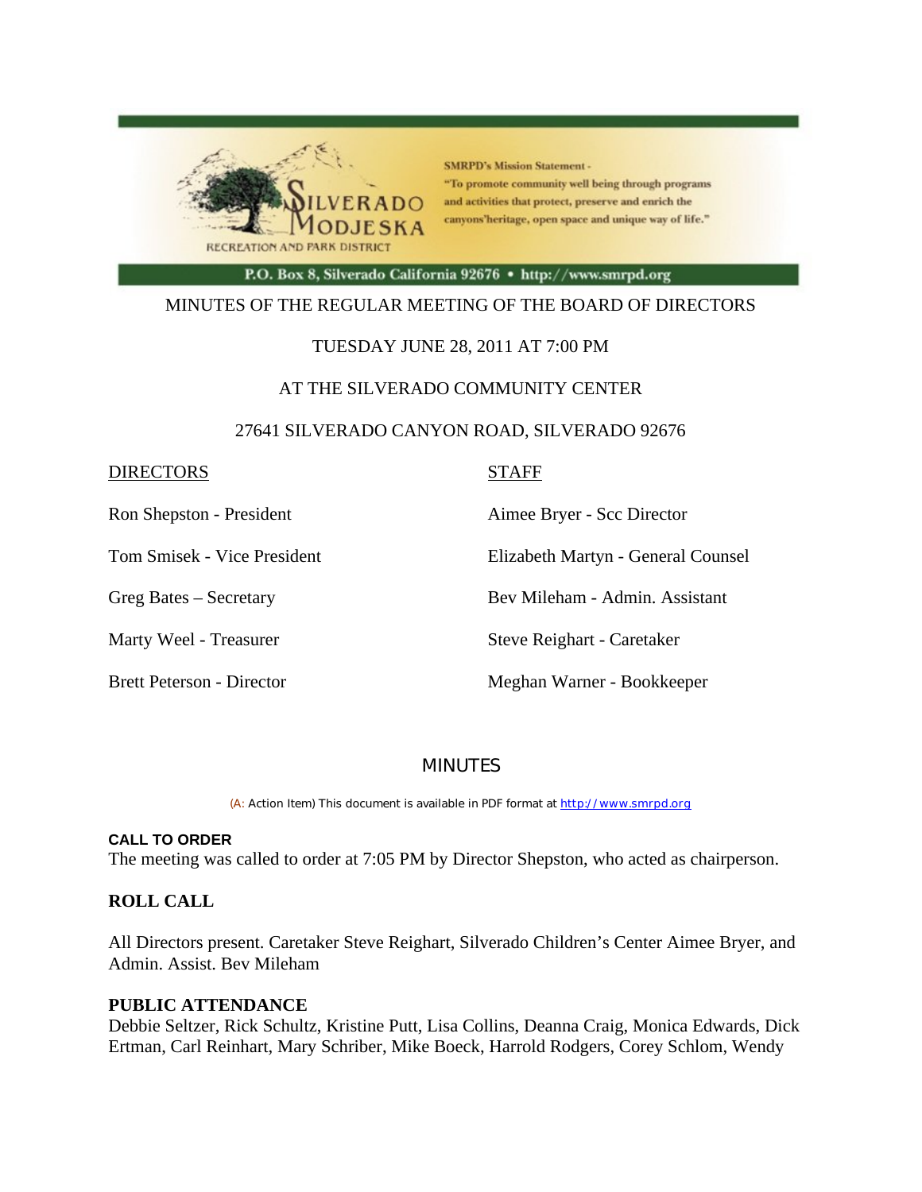SMRPD's Mission Statement - "To promote community well being through programs and activities that protect, preserve and enrich the canyons'heritage, open space and unique way of life."

SILVERADO MODJESKA RECREATION AND PARK DISTRICT

P.O. Box 8, Silverado California 92676 • http://www.smrpd.org

MINUTES OF THE REGULAR MEETING OF THE BOARD OF DIRECTORS

TUESDAY JUNE 28, 2011 AT 7:00 PM

AT THE SILVERADO COMMUNITY CENTER

27641 SILVERADO CANYON ROAD, SILVERADO 92676

| DIRECTORS | STAFF |
|---|---|
| Ron Shepston - President | Aimee Bryer - Scc Director |
| Tom Smisek - Vice President | Elizabeth Martyn - General Counsel |
| Greg Bates – Secretary | Bev Mileham - Admin. Assistant |
| Marty Weel - Treasurer | Steve Reighart - Caretaker |
| Brett Peterson - Director | Meghan Warner - Bookkeeper |

## MINUTES

(A: Action Item) This document is available in PDF format at http://www.smrpd.org

**CALL TO ORDER**

The meeting was called to order at 7:05 PM by Director Shepston, who acted as chairperson.

**ROLL CALL**

All Directors present. Caretaker Steve Reighart, Silverado Children's Center Aimee Bryer, and Admin. Assist. Bev Mileham

**PUBLIC ATTENDANCE**

Debbie Seltzer, Rick Schultz, Kristine Putt, Lisa Collins, Deanna Craig, Monica Edwards, Dick Ertman, Carl Reinhart, Mary Schriber, Mike Boeck, Harrold Rodgers, Corey Schlom, Wendy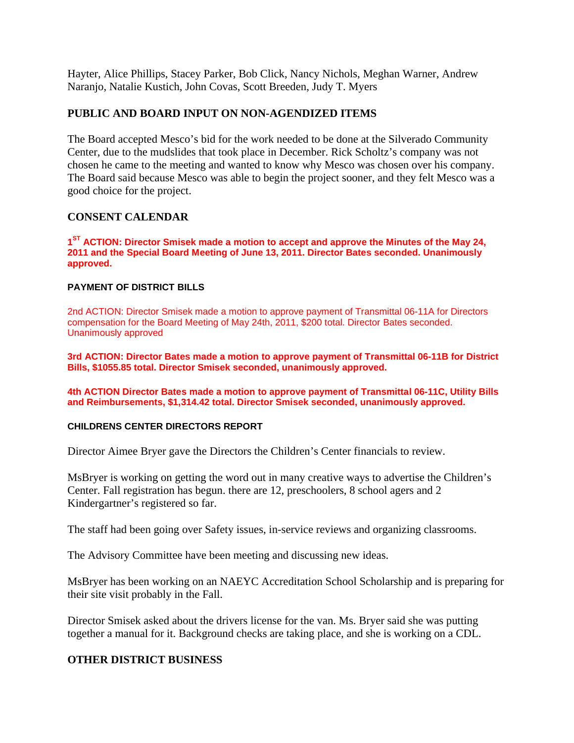Hayter, Alice Phillips, Stacey Parker, Bob Click, Nancy Nichols, Meghan Warner, Andrew Naranjo, Natalie Kustich, John Covas, Scott Breeden, Judy T. Myers

## PUBLIC AND BOARD INPUT ON NON-AGENDIZED ITEMS

The Board accepted Mesco's bid for the work needed to be done at the Silverado Community Center, due to the mudslides that took place in December. Rick Scholtz's company was not chosen he came to the meeting and wanted to know why Mesco was chosen over his company. The Board said because Mesco was able to begin the project sooner, and they felt Mesco was a good choice for the project.

## CONSENT CALENDAR

**1ST ACTION: Director Smisek made a motion to accept and approve the Minutes of the May 24, 2011 and the Special Board Meeting of June 13, 2011. Director Bates seconded. Unanimously approved.**

### PAYMENT OF DISTRICT BILLS

2nd ACTION: Director Smisek made a motion to approve payment of Transmittal 06-11A for Directors compensation for the Board Meeting of May 24th, 2011, $200 total. Director Bates seconded. Unanimously approved

**3rd ACTION: Director Bates made a motion to approve payment of Transmittal 06-11B for District Bills, $1055.85 total. Director Smisek seconded, unanimously approved.**

**4th ACTION Director Bates made a motion to approve payment of Transmittal 06-11C, Utility Bills and Reimbursements, $1,314.42 total. Director Smisek seconded, unanimously approved.**

### CHILDRENS CENTER DIRECTORS REPORT

Director Aimee Bryer gave the Directors the Children's Center financials to review.

MsBryer is working on getting the word out in many creative ways to advertise the Children's Center. Fall registration has begun. there are 12, preschoolers, 8 school agers and 2 Kindergartner's registered so far.

The staff had been going over Safety issues, in-service reviews and organizing classrooms.

The Advisory Committee have been meeting and discussing new ideas.

MsBryer has been working on an NAEYC Accreditation School Scholarship and is preparing for their site visit probably in the Fall.

Director Smisek asked about the drivers license for the van. Ms. Bryer said she was putting together a manual for it. Background checks are taking place, and she is working on a CDL.

## OTHER DISTRICT BUSINESS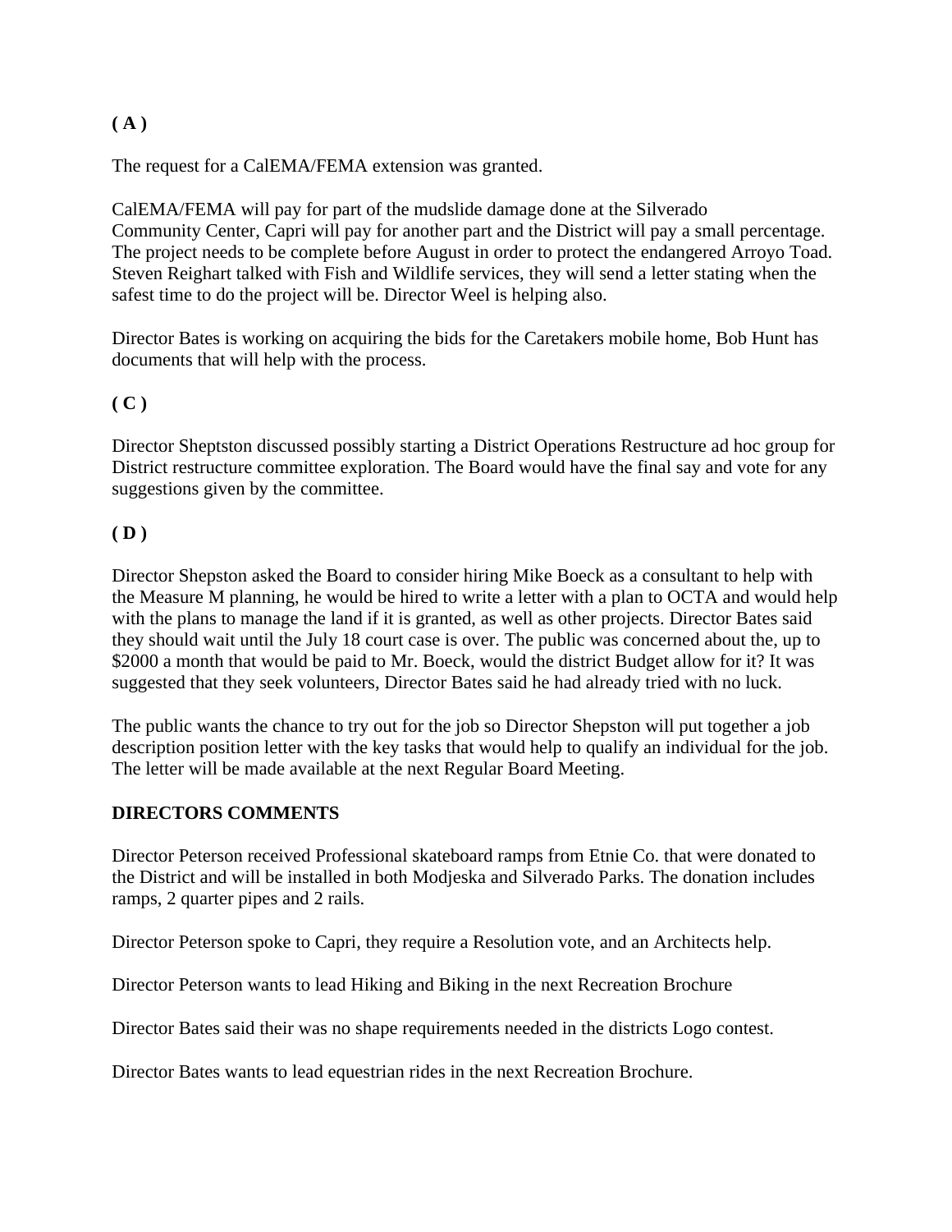**( A )**

The request for a CalEMA/FEMA extension was granted.

CalEMA/FEMA will pay for part of the mudslide damage done at the Silverado Community Center, Capri will pay for another part and the District will pay a small percentage. The project needs to be complete before August in order to protect the endangered Arroyo Toad. Steven Reighart talked with Fish and Wildlife services, they will send a letter stating when the safest time to do the project will be. Director Weel is helping also.

Director Bates is working on acquiring the bids for the Caretakers mobile home, Bob Hunt has documents that will help with the process.

**( C )**

Director Sheptston discussed possibly starting a District Operations Restructure ad hoc group for District restructure committee exploration. The Board would have the final say and vote for any suggestions given by the committee.

**( D )**

Director Shepston asked the Board to consider hiring Mike Boeck as a consultant to help with the Measure M planning, he would be hired to write a letter with a plan to OCTA and would help with the plans to manage the land if it is granted, as well as other projects. Director Bates said they should wait until the July 18 court case is over. The public was concerned about the, up to $2000 a month that would be paid to Mr. Boeck, would the district Budget allow for it? It was suggested that they seek volunteers, Director Bates said he had already tried with no luck.

The public wants the chance to try out for the job so Director Shepston will put together a job description position letter with the key tasks that would help to qualify an individual for the job. The letter will be made available at the next Regular Board Meeting.

**DIRECTORS COMMENTS**

Director Peterson received Professional skateboard ramps from Etnie Co. that were donated to the District and will be installed in both Modjeska and Silverado Parks. The donation includes ramps, 2 quarter pipes and 2 rails.

Director Peterson spoke to Capri, they require a Resolution vote, and an Architects help.

Director Peterson wants to lead Hiking and Biking in the next Recreation Brochure

Director Bates said their was no shape requirements needed in the districts Logo contest.

Director Bates wants to lead equestrian rides in the next Recreation Brochure.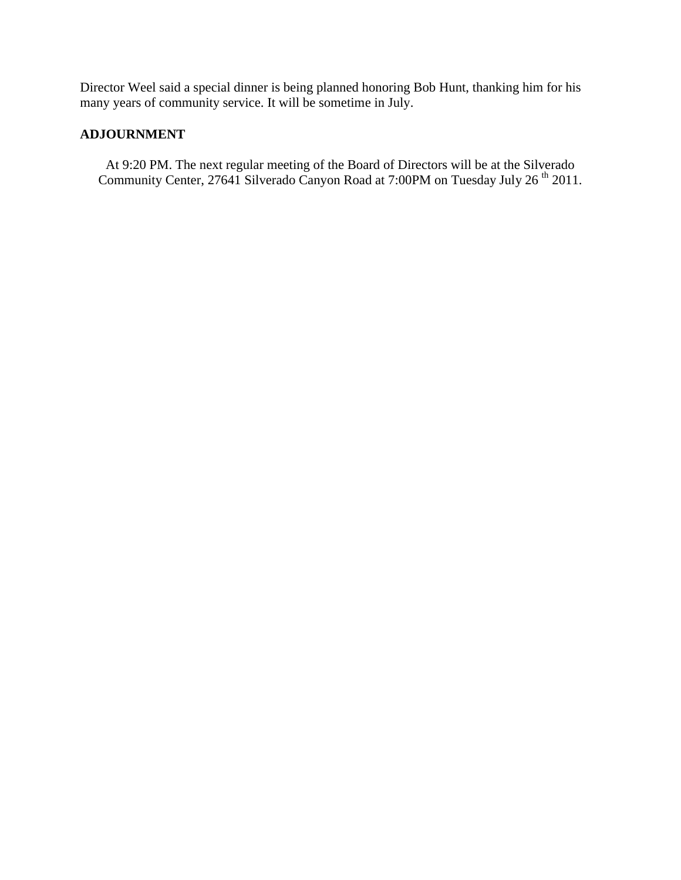Director Weel said a special dinner is being planned honoring Bob Hunt, thanking him for his many years of community service. It will be sometime in July.

**ADJOURNMENT**

At 9:20 PM. The next regular meeting of the Board of Directors will be at the Silverado Community Center, 27641 Silverado Canyon Road at 7:00PM on Tuesday July 26 th 2011.